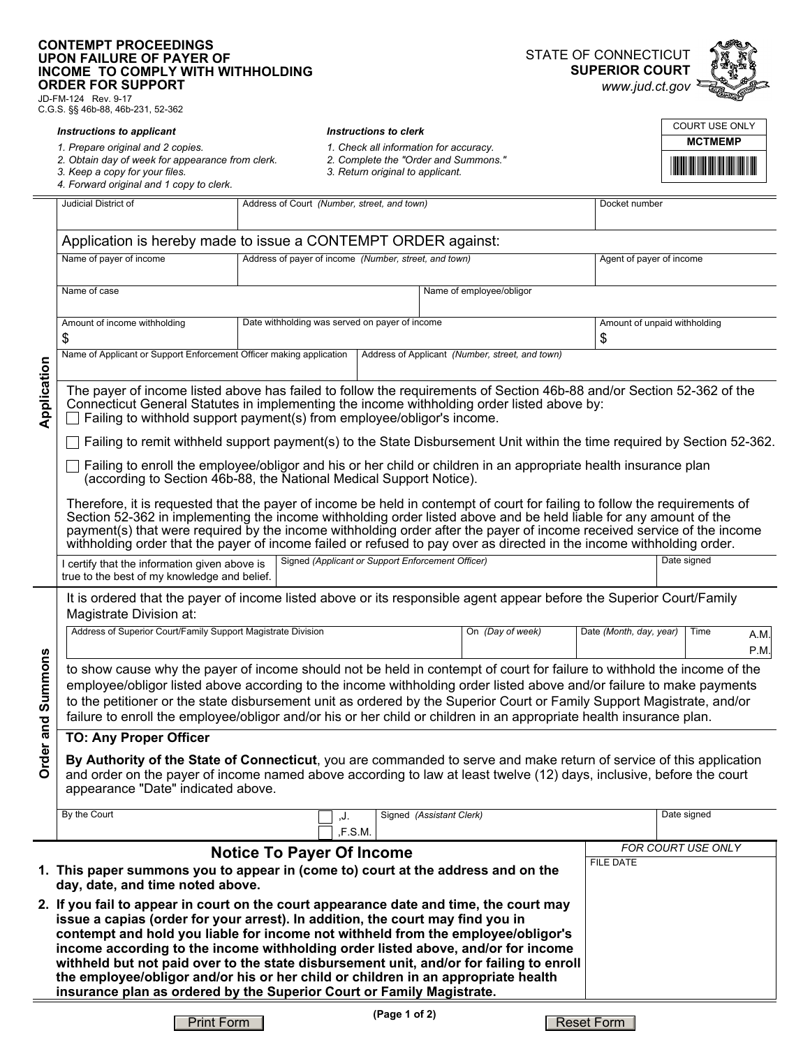**CONTEMPT PROCEEDINGS UPON FAILURE OF PAYER OF INCOME TO COMPLY WITH WITHHOLDING ORDER FOR SUPPORT**

JD-FM-124 Rev. 9-17
C.G.S. §§ 46b-88, 46b-231, 52-362

STATE OF CONNECTICUT
**SUPERIOR COURT**
*www.jud.ct.gov*

*Instructions to applicant*

1. *Prepare original and 2 copies.*
2. *Obtain day of week for appearance from clerk.*
3. *Keep a copy for your files.*
4. *Forward original and 1 copy to clerk.*

*Instructions to clerk*

1. *Check all information for accuracy.*
2. *Complete the "Order and Summons."*
3. *Return original to applicant.*

| COURT USE ONLY |
|---|
| **MCTMEMP** |

## Application

| Judicial District of | Address of Court *(Number, street, and town)* | Docket number |
|---|---|---|
| | | |

Application is hereby made to issue a CONTEMPT ORDER against:

| Name of payer of income | Address of payer of income *(Number, street, and town)* | Agent of payer of income |
|---|---|---|
| | | |

| Name of case | Name of employee/obligor |
|---|---|
| | |

| Amount of income withholding | Date withholding was served on payer of income | Amount of unpaid withholding |
|---|---|---|
| $ | | $ |

| Name of Applicant or Support Enforcement Officer making application | Address of Applicant *(Number, street, and town)* |
|---|---|
| | |

The payer of income listed above has failed to follow the requirements of Section 46b-88 and/or Section 52-362 of the Connecticut General Statutes in implementing the income withholding order listed above by:

- ☐ Failing to withhold support payment(s) from employee/obligor's income.
- ☐ Failing to remit withheld support payment(s) to the State Disbursement Unit within the time required by Section 52-362.
- ☐ Failing to enroll the employee/obligor and his or her child or children in an appropriate health insurance plan (according to Section 46b-88, the National Medical Support Notice).

Therefore, it is requested that the payer of income be held in contempt of court for failing to follow the requirements of Section 52-362 in implementing the income withholding order listed above and be held liable for any amount of the payment(s) that were required by the income withholding order after the payer of income received service of the income withholding order that the payer of income failed or refused to pay over as directed in the income withholding order.

| I certify that the information given above is true to the best of my knowledge and belief. | Signed *(Applicant or Support Enforcement Officer)* | Date signed |
|---|---|---|
| | | |

## Order and Summons

It is ordered that the payer of income listed above or its responsible agent appear before the Superior Court/Family Magistrate Division at:

| Address of Superior Court/Family Support Magistrate Division | On *(Day of week)* | Date *(Month, day, year)* | Time |
|---|---|---|---|
| | | | A.M. / P.M. |

to show cause why the payer of income should not be held in contempt of court for failure to withhold the income of the employee/obligor listed above according to the income withholding order listed above and/or failure to make payments to the petitioner or the state disbursement unit as ordered by the Superior Court or Family Support Magistrate, and/or failure to enroll the employee/obligor and/or his or her child or children in an appropriate health insurance plan.

**TO: Any Proper Officer**

**By Authority of the State of Connecticut**, you are commanded to serve and make return of service of this application and order on the payer of income named above according to law at least twelve (12) days, inclusive, before the court appearance "Date" indicated above.

| By the Court | | Signed *(Assistant Clerk)* | Date signed |
|---|---|---|---|
| | ☐ ,J. ☐ ,F.S.M. | | |

## Notice To Payer Of Income

1. **This paper summons you to appear in (come to) court at the address and on the day, date, and time noted above.**
2. **If you fail to appear in court on the court appearance date and time, the court may issue a capias (order for your arrest). In addition, the court may find you in contempt and hold you liable for income not withheld from the employee/obligor's income according to the income withholding order listed above, and/or for income withheld but not paid over to the state disbursement unit, and/or for failing to enroll the employee/obligor and/or his or her child or children in an appropriate health insurance plan as ordered by the Superior Court or Family Magistrate.**

| *FOR COURT USE ONLY* |
|---|
| FILE DATE |

Print Form | Reset Form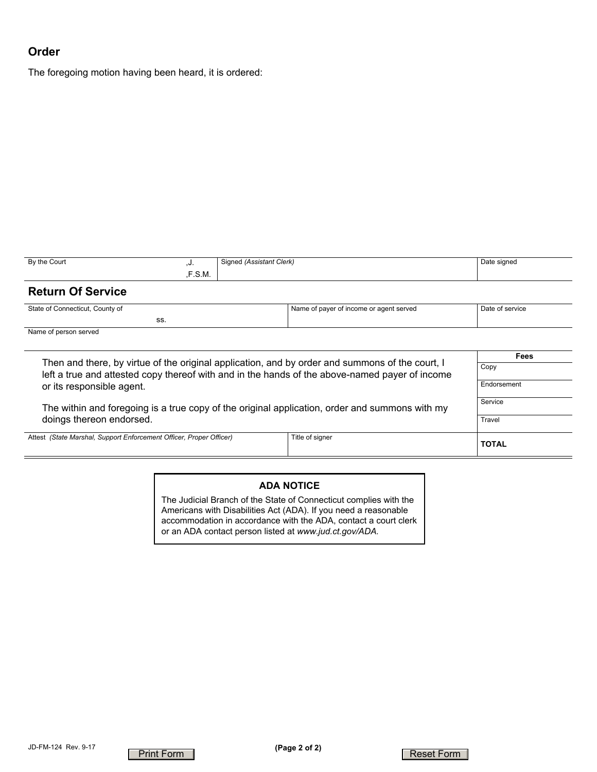## Order

The foregoing motion having been heard, it is ordered:

| By the Court ,J. ,F.S.M. | Signed *(Assistant Clerk)* | Date signed |
|---|---|---|
| | | |

## Return Of Service

| State of Connecticut, County of ss. | Name of payer of income or agent served | Date of service |
|---|---|---|
| Name of person served | | |

| | Fees |
|---|---|
| Then and there, by virtue of the original application, and by order and summons of the court, I left a true and attested copy thereof with and in the hands of the above-named payer of income or its responsible agent. | Copy |
| | Endorsement |
| The within and foregoing is a true copy of the original application, order and summons with my doings thereon endorsed. | Service |
| | Travel |

| Attest *(State Marshal, Support Enforcement Officer, Proper Officer)* | Title of signer | **TOTAL** |
|---|---|---|
| | | |

**ADA NOTICE**

The Judicial Branch of the State of Connecticut complies with the Americans with Disabilities Act (ADA). If you need a reasonable accommodation in accordance with the ADA, contact a court clerk or an ADA contact person listed at *www.jud.ct.gov/ADA.*

JD-FM-124 Rev. 9-17

Print Form

Reset Form